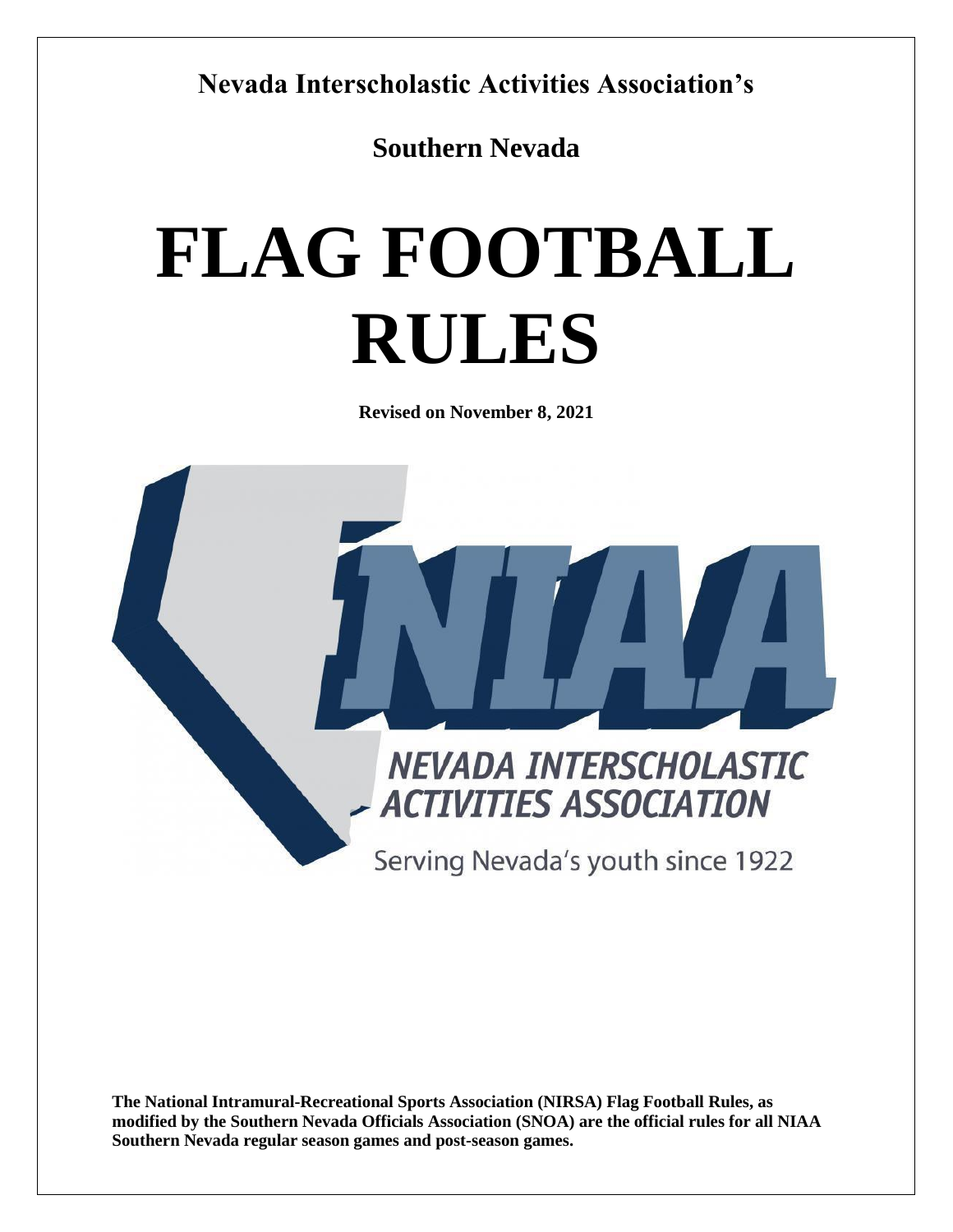**Nevada Interscholastic Activities Association's**

**Southern Nevada**

# FLAG FOOTBALL RULES

**Revised on November 8, 2021**

**The National Intramural-Recreational Sports Association (NIRSA) Flag Football Rules, as modified by the Southern Nevada Officials Association (SNOA) are the official rules for all NIAA Southern Nevada regular season games and post-season games.**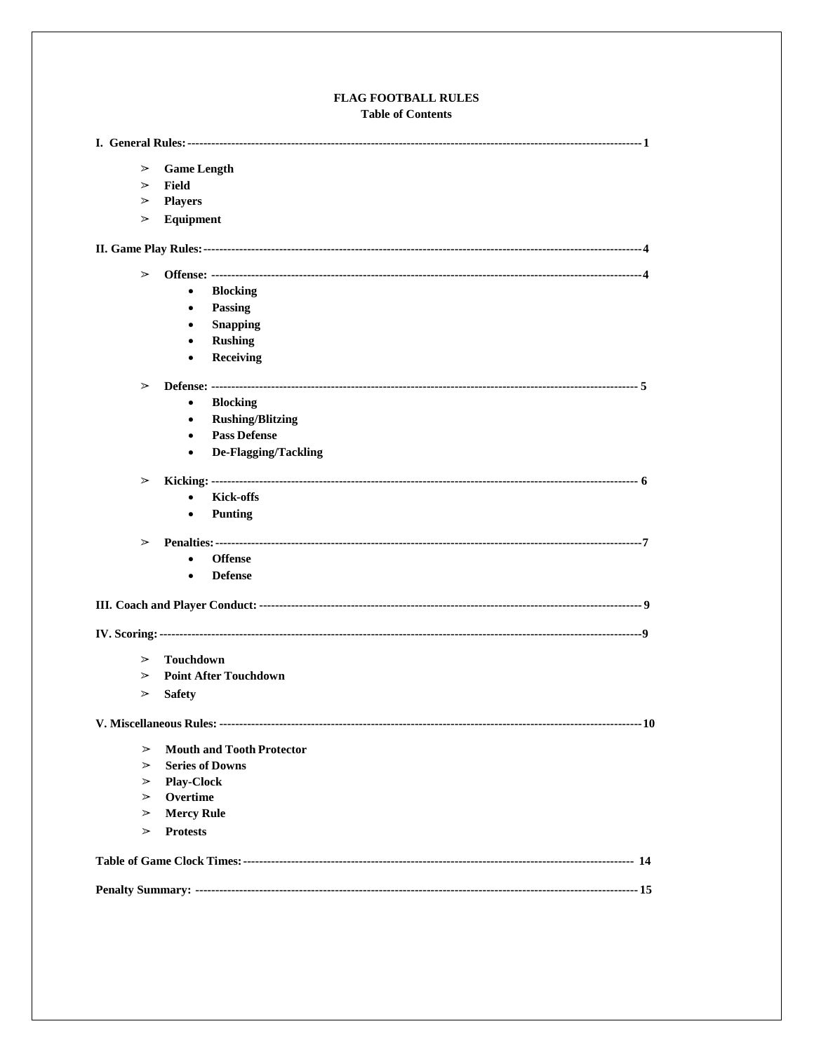# FLAG FOOTBALL RULES

## Table of Contents

**I. General Rules:** ---------- **1**

- ➢ **Game Length**
- ➢ **Field**
- ➢ **Players**
- ➢ **Equipment**

**II. Game Play Rules:** ---------- **4**

- ➢ **Offense:** ---------- **4**
  - **Blocking**
  - **Passing**
  - **Snapping**
  - **Rushing**
  - **Receiving**
- ➢ **Defense:** ---------- **5**
  - **Blocking**
  - **Rushing/Blitzing**
  - **Pass Defense**
  - **De-Flagging/Tackling**
- ➢ **Kicking:** ---------- **6**
  - **Kick-offs**
  - **Punting**
- ➢ **Penalties:** ---------- **7**
  - **Offense**
  - **Defense**

**III. Coach and Player Conduct:** ---------- **9**

**IV. Scoring:** ---------- **9**

- ➢ **Touchdown**
- ➢ **Point After Touchdown**
- ➢ **Safety**

**V. Miscellaneous Rules:** ---------- **10**

- ➢ **Mouth and Tooth Protector**
- ➢ **Series of Downs**
- ➢ **Play-Clock**
- ➢ **Overtime**
- ➢ **Mercy Rule**
- ➢ **Protests**

**Table of Game Clock Times:** ---------- **14**

**Penalty Summary:** ---------- **15**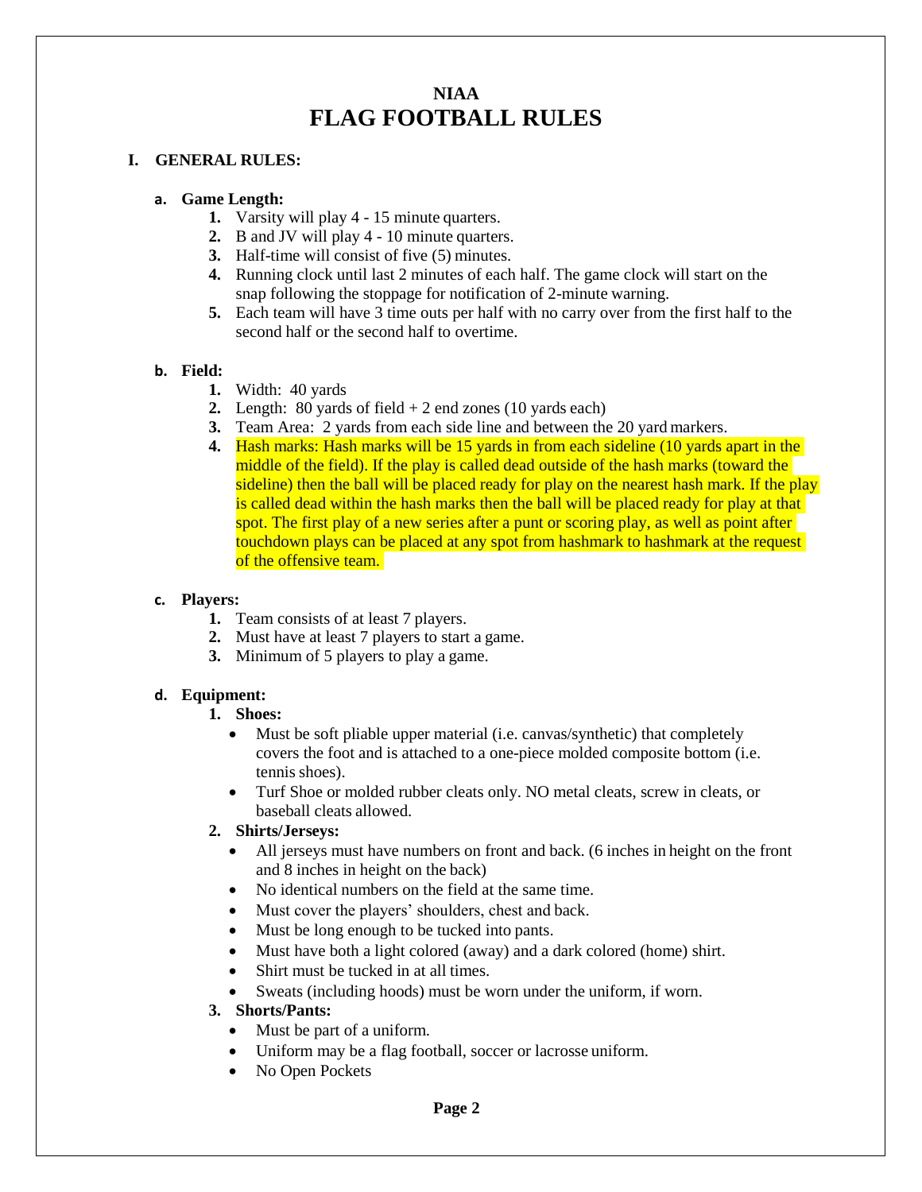# NIAA
# FLAG FOOTBALL RULES

## I. GENERAL RULES:

### a. Game Length:

1. Varsity will play 4 - 15 minute quarters.
2. B and JV will play 4 - 10 minute quarters.
3. Half-time will consist of five (5) minutes.
4. Running clock until last 2 minutes of each half. The game clock will start on the snap following the stoppage for notification of 2-minute warning.
5. Each team will have 3 time outs per half with no carry over from the first half to the second half or the second half to overtime.

### b. Field:

1. Width: 40 yards
2. Length: 80 yards of field + 2 end zones (10 yards each)
3. Team Area: 2 yards from each side line and between the 20 yard markers.
4. Hash marks: Hash marks will be 15 yards in from each sideline (10 yards apart in the middle of the field). If the play is called dead outside of the hash marks (toward the sideline) then the ball will be placed ready for play on the nearest hash mark. If the play is called dead within the hash marks then the ball will be placed ready for play at that spot. The first play of a new series after a punt or scoring play, as well as point after touchdown plays can be placed at any spot from hashmark to hashmark at the request of the offensive team.

### c. Players:

1. Team consists of at least 7 players.
2. Must have at least 7 players to start a game.
3. Minimum of 5 players to play a game.

### d. Equipment:

1. **Shoes:**
   - Must be soft pliable upper material (i.e. canvas/synthetic) that completely covers the foot and is attached to a one-piece molded composite bottom (i.e. tennis shoes).
   - Turf Shoe or molded rubber cleats only. NO metal cleats, screw in cleats, or baseball cleats allowed.
2. **Shirts/Jerseys:**
   - All jerseys must have numbers on front and back. (6 inches in height on the front and 8 inches in height on the back)
   - No identical numbers on the field at the same time.
   - Must cover the players' shoulders, chest and back.
   - Must be long enough to be tucked into pants.
   - Must have both a light colored (away) and a dark colored (home) shirt.
   - Shirt must be tucked in at all times.
   - Sweats (including hoods) must be worn under the uniform, if worn.
3. **Shorts/Pants:**
   - Must be part of a uniform.
   - Uniform may be a flag football, soccer or lacrosse uniform.
   - No Open Pockets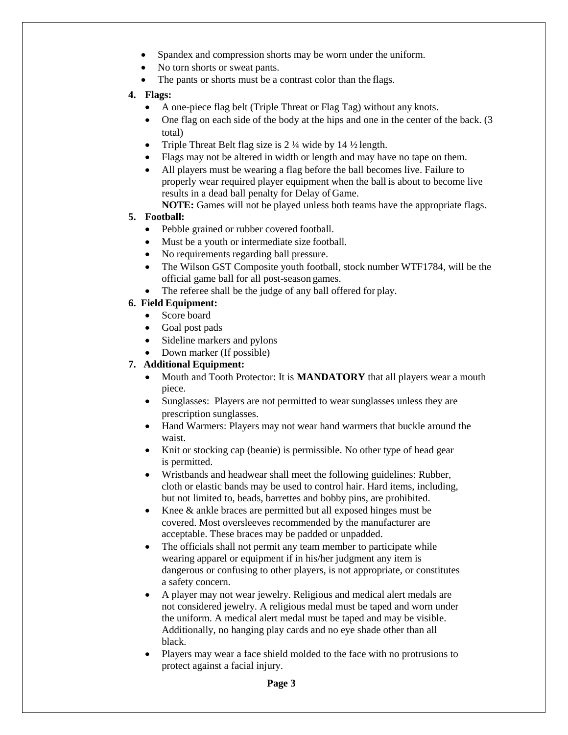- Spandex and compression shorts may be worn under the uniform.
- No torn shorts or sweat pants.
- The pants or shorts must be a contrast color than the flags.

4. **Flags:**
   - A one-piece flag belt (Triple Threat or Flag Tag) without any knots.
   - One flag on each side of the body at the hips and one in the center of the back. (3 total)
   - Triple Threat Belt flag size is 2 ¼ wide by 14 ½ length.
   - Flags may not be altered in width or length and may have no tape on them.
   - All players must be wearing a flag before the ball becomes live. Failure to properly wear required player equipment when the ball is about to become live results in a dead ball penalty for Delay of Game.

     **NOTE:** Games will not be played unless both teams have the appropriate flags.

5. **Football:**
   - Pebble grained or rubber covered football.
   - Must be a youth or intermediate size football.
   - No requirements regarding ball pressure.
   - The Wilson GST Composite youth football, stock number WTF1784, will be the official game ball for all post-season games.
   - The referee shall be the judge of any ball offered for play.

6. **Field Equipment:**
   - Score board
   - Goal post pads
   - Sideline markers and pylons
   - Down marker (If possible)

7. **Additional Equipment:**
   - Mouth and Tooth Protector: It is **MANDATORY** that all players wear a mouth piece.
   - Sunglasses: Players are not permitted to wear sunglasses unless they are prescription sunglasses.
   - Hand Warmers: Players may not wear hand warmers that buckle around the waist.
   - Knit or stocking cap (beanie) is permissible. No other type of head gear is permitted.
   - Wristbands and headwear shall meet the following guidelines: Rubber, cloth or elastic bands may be used to control hair. Hard items, including, but not limited to, beads, barrettes and bobby pins, are prohibited.
   - Knee & ankle braces are permitted but all exposed hinges must be covered. Most oversleeves recommended by the manufacturer are acceptable. These braces may be padded or unpadded.
   - The officials shall not permit any team member to participate while wearing apparel or equipment if in his/her judgment any item is dangerous or confusing to other players, is not appropriate, or constitutes a safety concern.
   - A player may not wear jewelry. Religious and medical alert medals are not considered jewelry. A religious medal must be taped and worn under the uniform. A medical alert medal must be taped and may be visible. Additionally, no hanging play cards and no eye shade other than all black.
   - Players may wear a face shield molded to the face with no protrusions to protect against a facial injury.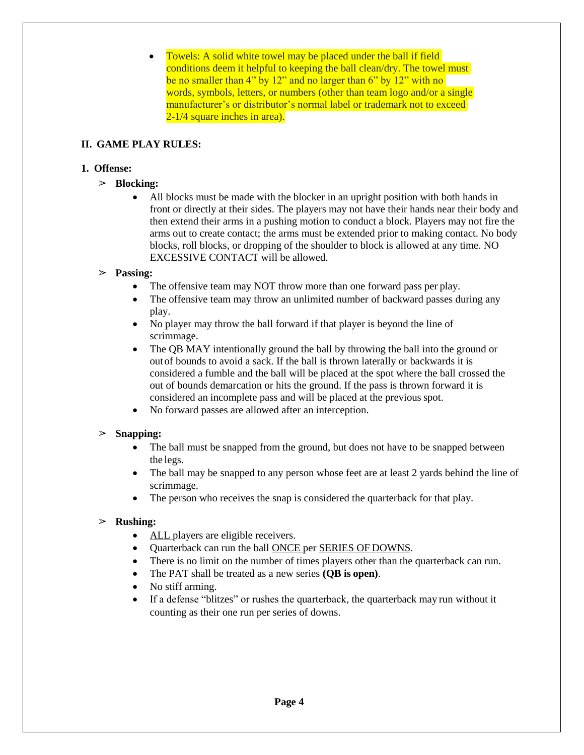- Towels: A solid white towel may be placed under the ball if field conditions deem it helpful to keeping the ball clean/dry. The towel must be no smaller than 4" by 12" and no larger than 6" by 12" with no words, symbols, letters, or numbers (other than team logo and/or a single manufacturer's or distributor's normal label or trademark not to exceed 2-1/4 square inches in area).

## II. GAME PLAY RULES:

### 1. Offense:

➢ **Blocking:**

- All blocks must be made with the blocker in an upright position with both hands in front or directly at their sides. The players may not have their hands near their body and then extend their arms in a pushing motion to conduct a block. Players may not fire the arms out to create contact; the arms must be extended prior to making contact. No body blocks, roll blocks, or dropping of the shoulder to block is allowed at any time. NO EXCESSIVE CONTACT will be allowed.

➢ **Passing:**

- The offensive team may NOT throw more than one forward pass per play.
- The offensive team may throw an unlimited number of backward passes during any play.
- No player may throw the ball forward if that player is beyond the line of scrimmage.
- The QB MAY intentionally ground the ball by throwing the ball into the ground or out of bounds to avoid a sack. If the ball is thrown laterally or backwards it is considered a fumble and the ball will be placed at the spot where the ball crossed the out of bounds demarcation or hits the ground. If the pass is thrown forward it is considered an incomplete pass and will be placed at the previous spot.
- No forward passes are allowed after an interception.

➢ **Snapping:**

- The ball must be snapped from the ground, but does not have to be snapped between the legs.
- The ball may be snapped to any person whose feet are at least 2 yards behind the line of scrimmage.
- The person who receives the snap is considered the quarterback for that play.

➢ **Rushing:**

- ALL players are eligible receivers.
- Quarterback can run the ball ONCE per SERIES OF DOWNS.
- There is no limit on the number of times players other than the quarterback can run.
- The PAT shall be treated as a new series **(QB is open)**.
- No stiff arming.
- If a defense "blitzes" or rushes the quarterback, the quarterback may run without it counting as their one run per series of downs.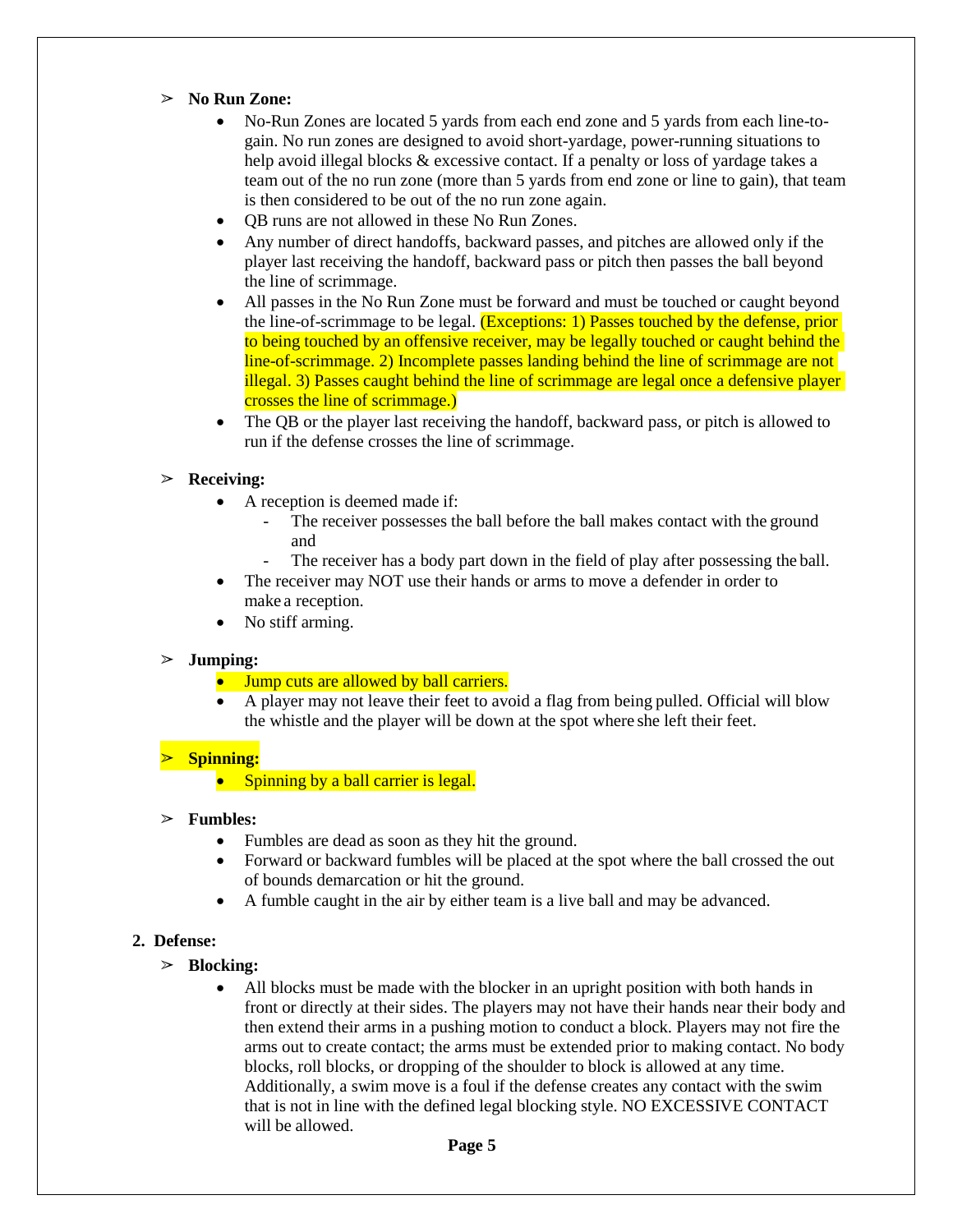- **No Run Zone:**
  - No-Run Zones are located 5 yards from each end zone and 5 yards from each line-to-gain. No run zones are designed to avoid short-yardage, power-running situations to help avoid illegal blocks & excessive contact. If a penalty or loss of yardage takes a team out of the no run zone (more than 5 yards from end zone or line to gain), that team is then considered to be out of the no run zone again.
  - QB runs are not allowed in these No Run Zones.
  - Any number of direct handoffs, backward passes, and pitches are allowed only if the player last receiving the handoff, backward pass or pitch then passes the ball beyond the line of scrimmage.
  - All passes in the No Run Zone must be forward and must be touched or caught beyond the line-of-scrimmage to be legal. (Exceptions: 1) Passes touched by the defense, prior to being touched by an offensive receiver, may be legally touched or caught behind the line-of-scrimmage. 2) Incomplete passes landing behind the line of scrimmage are not illegal. 3) Passes caught behind the line of scrimmage are legal once a defensive player crosses the line of scrimmage.)
  - The QB or the player last receiving the handoff, backward pass, or pitch is allowed to run if the defense crosses the line of scrimmage.

- **Receiving:**
  - A reception is deemed made if:
    - The receiver possesses the ball before the ball makes contact with the ground and
    - The receiver has a body part down in the field of play after possessing the ball.
  - The receiver may NOT use their hands or arms to move a defender in order to make a reception.
  - No stiff arming.

- **Jumping:**
  - Jump cuts are allowed by ball carriers.
  - A player may not leave their feet to avoid a flag from being pulled. Official will blow the whistle and the player will be down at the spot where she left their feet.

- **Spinning:**
  - Spinning by a ball carrier is legal.

- **Fumbles:**
  - Fumbles are dead as soon as they hit the ground.
  - Forward or backward fumbles will be placed at the spot where the ball crossed the out of bounds demarcation or hit the ground.
  - A fumble caught in the air by either team is a live ball and may be advanced.

2. **Defense:**

- **Blocking:**
  - All blocks must be made with the blocker in an upright position with both hands in front or directly at their sides. The players may not have their hands near their body and then extend their arms in a pushing motion to conduct a block. Players may not fire the arms out to create contact; the arms must be extended prior to making contact. No body blocks, roll blocks, or dropping of the shoulder to block is allowed at any time. Additionally, a swim move is a foul if the defense creates any contact with the swim that is not in line with the defined legal blocking style. NO EXCESSIVE CONTACT will be allowed.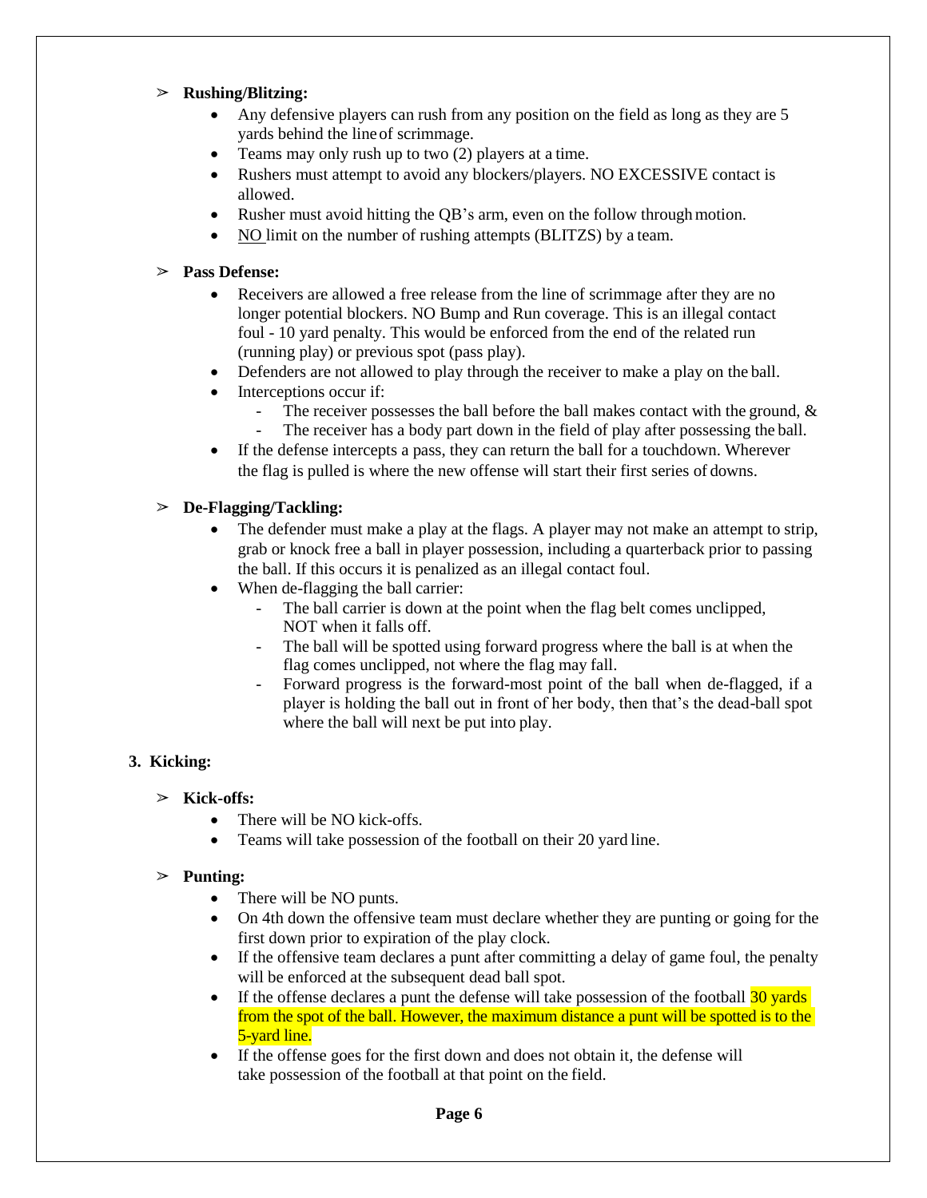- ➢ **Rushing/Blitzing:**
  - Any defensive players can rush from any position on the field as long as they are 5 yards behind the line of scrimmage.
  - Teams may only rush up to two (2) players at a time.
  - Rushers must attempt to avoid any blockers/players. NO EXCESSIVE contact is allowed.
  - Rusher must avoid hitting the QB's arm, even on the follow through motion.
  - NO limit on the number of rushing attempts (BLITZS) by a team.

- ➢ **Pass Defense:**
  - Receivers are allowed a free release from the line of scrimmage after they are no longer potential blockers. NO Bump and Run coverage. This is an illegal contact foul - 10 yard penalty. This would be enforced from the end of the related run (running play) or previous spot (pass play).
  - Defenders are not allowed to play through the receiver to make a play on the ball.
  - Interceptions occur if:
    - The receiver possesses the ball before the ball makes contact with the ground, &
    - The receiver has a body part down in the field of play after possessing the ball.
  - If the defense intercepts a pass, they can return the ball for a touchdown. Wherever the flag is pulled is where the new offense will start their first series of downs.

- ➢ **De-Flagging/Tackling:**
  - The defender must make a play at the flags. A player may not make an attempt to strip, grab or knock free a ball in player possession, including a quarterback prior to passing the ball. If this occurs it is penalized as an illegal contact foul.
  - When de-flagging the ball carrier:
    - The ball carrier is down at the point when the flag belt comes unclipped, NOT when it falls off.
    - The ball will be spotted using forward progress where the ball is at when the flag comes unclipped, not where the flag may fall.
    - Forward progress is the forward-most point of the ball when de-flagged, if a player is holding the ball out in front of her body, then that's the dead-ball spot where the ball will next be put into play.

**3. Kicking:**

- ➢ **Kick-offs:**
  - There will be NO kick-offs.
  - Teams will take possession of the football on their 20 yard line.

- ➢ **Punting:**
  - There will be NO punts.
  - On 4th down the offensive team must declare whether they are punting or going for the first down prior to expiration of the play clock.
  - If the offensive team declares a punt after committing a delay of game foul, the penalty will be enforced at the subsequent dead ball spot.
  - If the offense declares a punt the defense will take possession of the football 30 yards from the spot of the ball. However, the maximum distance a punt will be spotted is to the 5-yard line.
  - If the offense goes for the first down and does not obtain it, the defense will take possession of the football at that point on the field.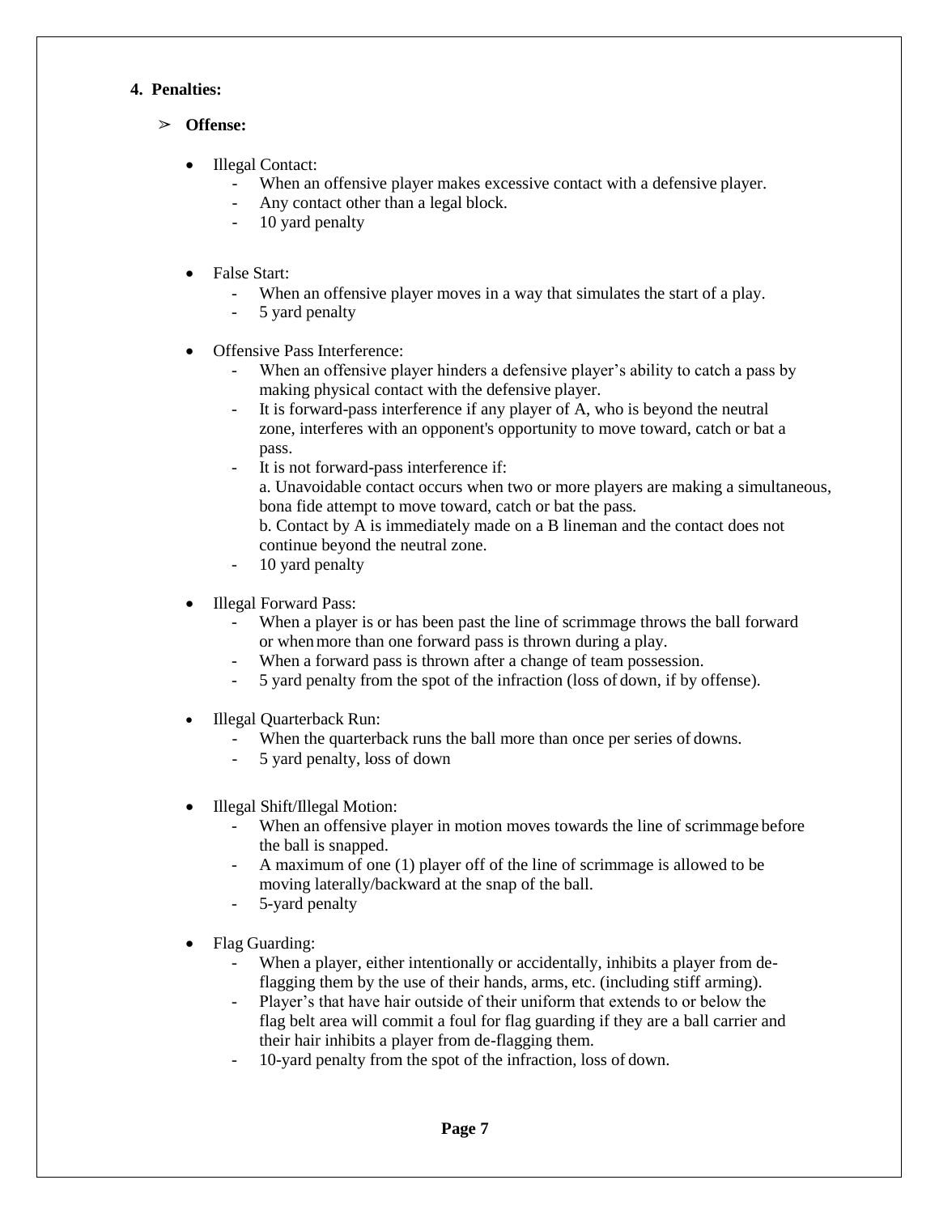## 4. Penalties:

### ➢ Offense:

- Illegal Contact:
  - When an offensive player makes excessive contact with a defensive player.
  - Any contact other than a legal block.
  - 10 yard penalty

- False Start:
  - When an offensive player moves in a way that simulates the start of a play.
  - 5 yard penalty

- Offensive Pass Interference:
  - When an offensive player hinders a defensive player's ability to catch a pass by making physical contact with the defensive player.
  - It is forward-pass interference if any player of A, who is beyond the neutral zone, interferes with an opponent's opportunity to move toward, catch or bat a pass.
  - It is not forward-pass interference if:
    a. Unavoidable contact occurs when two or more players are making a simultaneous, bona fide attempt to move toward, catch or bat the pass.
    b. Contact by A is immediately made on a B lineman and the contact does not continue beyond the neutral zone.
  - 10 yard penalty

- Illegal Forward Pass:
  - When a player is or has been past the line of scrimmage throws the ball forward or when more than one forward pass is thrown during a play.
  - When a forward pass is thrown after a change of team possession.
  - 5 yard penalty from the spot of the infraction (loss of down, if by offense).

- Illegal Quarterback Run:
  - When the quarterback runs the ball more than once per series of downs.
  - 5 yard penalty, loss of down

- Illegal Shift/Illegal Motion:
  - When an offensive player in motion moves towards the line of scrimmage before the ball is snapped.
  - A maximum of one (1) player off of the line of scrimmage is allowed to be moving laterally/backward at the snap of the ball.
  - 5-yard penalty

- Flag Guarding:
  - When a player, either intentionally or accidentally, inhibits a player from de-flagging them by the use of their hands, arms, etc. (including stiff arming).
  - Player's that have hair outside of their uniform that extends to or below the flag belt area will commit a foul for flag guarding if they are a ball carrier and their hair inhibits a player from de-flagging them.
  - 10-yard penalty from the spot of the infraction, loss of down.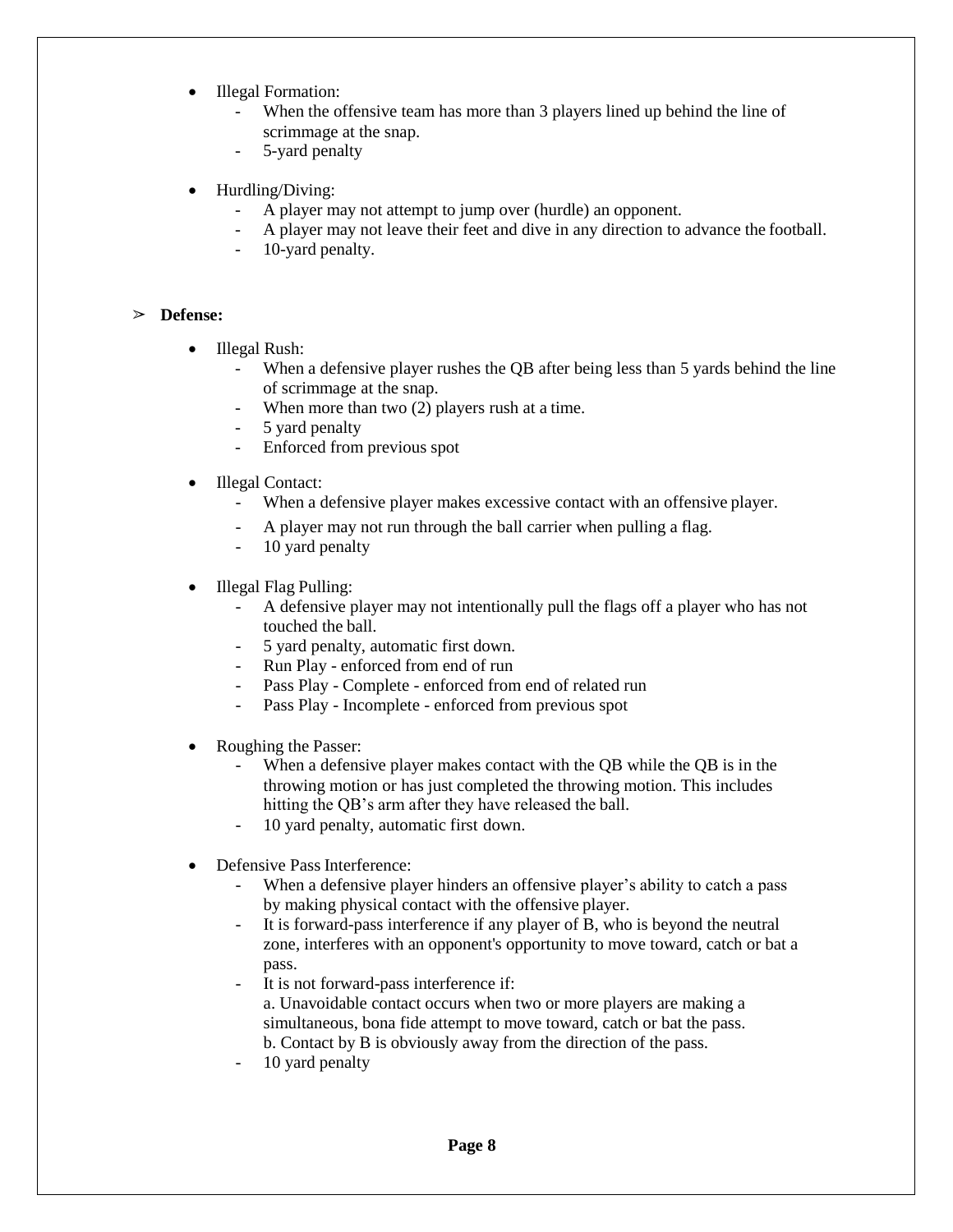- Illegal Formation:
    - When the offensive team has more than 3 players lined up behind the line of scrimmage at the snap.
    - 5-yard penalty

- Hurdling/Diving:
    - A player may not attempt to jump over (hurdle) an opponent.
    - A player may not leave their feet and dive in any direction to advance the football.
    - 10-yard penalty.

➢ **Defense:**

- Illegal Rush:
    - When a defensive player rushes the QB after being less than 5 yards behind the line of scrimmage at the snap.
    - When more than two (2) players rush at a time.
    - 5 yard penalty
    - Enforced from previous spot

- Illegal Contact:
    - When a defensive player makes excessive contact with an offensive player.
    - A player may not run through the ball carrier when pulling a flag.
    - 10 yard penalty

- Illegal Flag Pulling:
    - A defensive player may not intentionally pull the flags off a player who has not touched the ball.
    - 5 yard penalty, automatic first down.
    - Run Play - enforced from end of run
    - Pass Play - Complete - enforced from end of related run
    - Pass Play - Incomplete - enforced from previous spot

- Roughing the Passer:
    - When a defensive player makes contact with the QB while the QB is in the throwing motion or has just completed the throwing motion. This includes hitting the QB's arm after they have released the ball.
    - 10 yard penalty, automatic first down.

- Defensive Pass Interference:
    - When a defensive player hinders an offensive player's ability to catch a pass by making physical contact with the offensive player.
    - It is forward-pass interference if any player of B, who is beyond the neutral zone, interferes with an opponent's opportunity to move toward, catch or bat a pass.
    - It is not forward-pass interference if:
      a. Unavoidable contact occurs when two or more players are making a simultaneous, bona fide attempt to move toward, catch or bat the pass.
      b. Contact by B is obviously away from the direction of the pass.
    - 10 yard penalty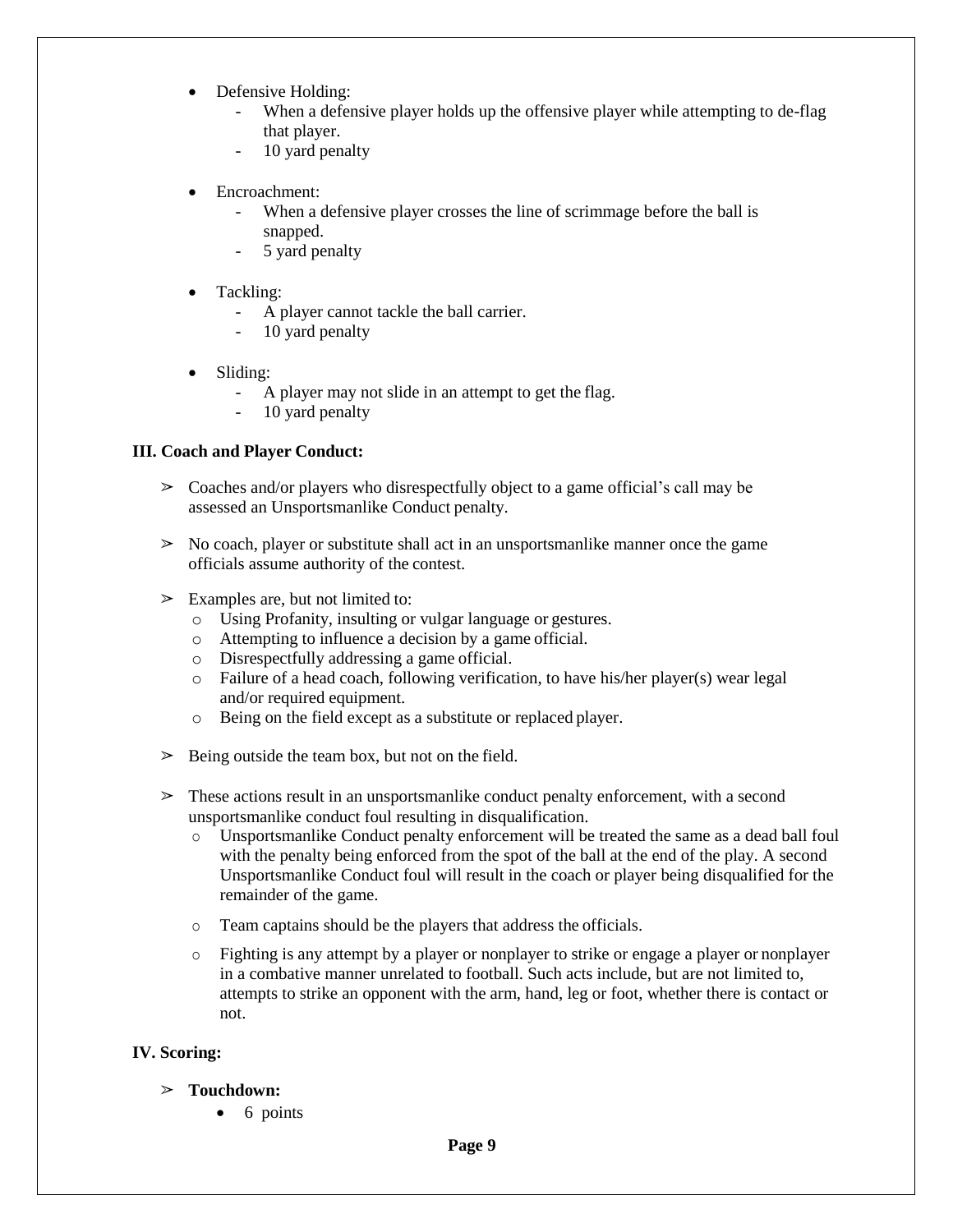- Defensive Holding:
  - When a defensive player holds up the offensive player while attempting to de-flag that player.
  - 10 yard penalty

- Encroachment:
  - When a defensive player crosses the line of scrimmage before the ball is snapped.
  - 5 yard penalty

- Tackling:
  - A player cannot tackle the ball carrier.
  - 10 yard penalty

- Sliding:
  - A player may not slide in an attempt to get the flag.
  - 10 yard penalty

**III. Coach and Player Conduct:**

- ➢ Coaches and/or players who disrespectfully object to a game official's call may be assessed an Unsportsmanlike Conduct penalty.

- ➢ No coach, player or substitute shall act in an unsportsmanlike manner once the game officials assume authority of the contest.

- ➢ Examples are, but not limited to:
  - Using Profanity, insulting or vulgar language or gestures.
  - Attempting to influence a decision by a game official.
  - Disrespectfully addressing a game official.
  - Failure of a head coach, following verification, to have his/her player(s) wear legal and/or required equipment.
  - Being on the field except as a substitute or replaced player.

- ➢ Being outside the team box, but not on the field.

- ➢ These actions result in an unsportsmanlike conduct penalty enforcement, with a second unsportsmanlike conduct foul resulting in disqualification.
  - Unsportsmanlike Conduct penalty enforcement will be treated the same as a dead ball foul with the penalty being enforced from the spot of the ball at the end of the play. A second Unsportsmanlike Conduct foul will result in the coach or player being disqualified for the remainder of the game.

  - Team captains should be the players that address the officials.

  - Fighting is any attempt by a player or nonplayer to strike or engage a player or nonplayer in a combative manner unrelated to football. Such acts include, but are not limited to, attempts to strike an opponent with the arm, hand, leg or foot, whether there is contact or not.

**IV. Scoring:**

- ➢ **Touchdown:**
  - 6 points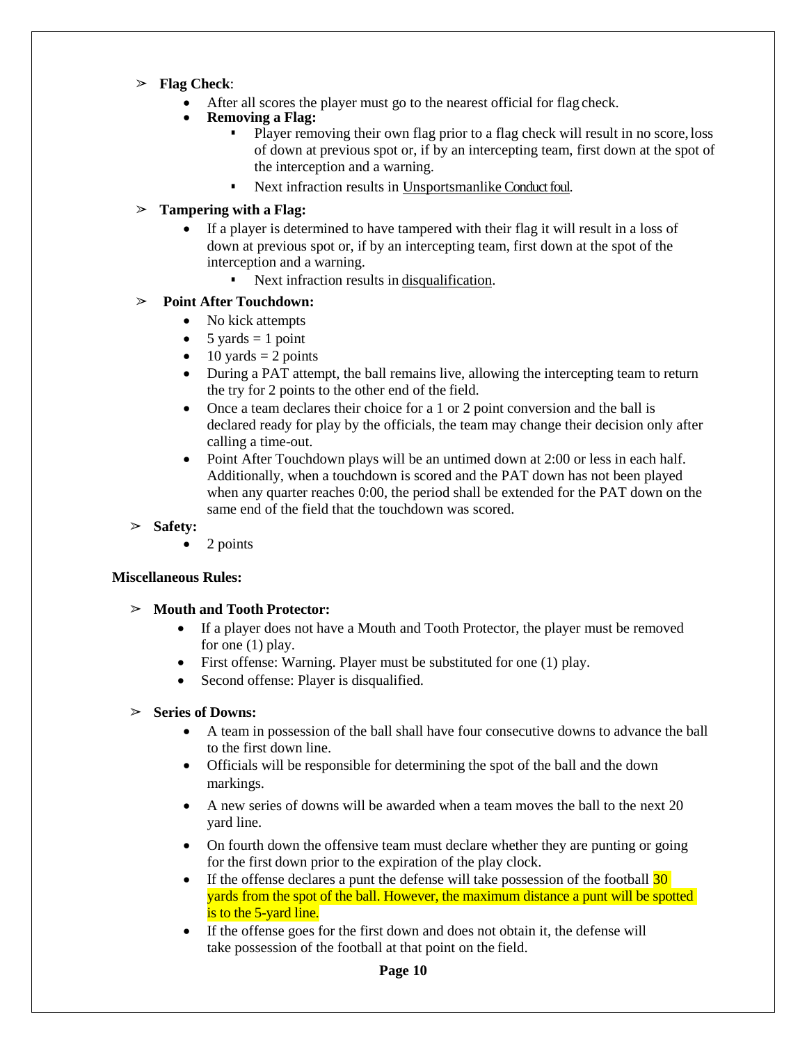- **Flag Check**:
  - After all scores the player must go to the nearest official for flag check.
  - **Removing a Flag:**
    - Player removing their own flag prior to a flag check will result in no score, loss of down at previous spot or, if by an intercepting team, first down at the spot of the interception and a warning.
    - Next infraction results in <u>Unsportsmanlike Conduct foul</u>.
- **Tampering with a Flag:**
  - If a player is determined to have tampered with their flag it will result in a loss of down at previous spot or, if by an intercepting team, first down at the spot of the interception and a warning.
    - Next infraction results in <u>disqualification</u>.
- **Point After Touchdown:**
  - No kick attempts
  - 5 yards = 1 point
  - 10 yards = 2 points
  - During a PAT attempt, the ball remains live, allowing the intercepting team to return the try for 2 points to the other end of the field.
  - Once a team declares their choice for a 1 or 2 point conversion and the ball is declared ready for play by the officials, the team may change their decision only after calling a time-out.
  - Point After Touchdown plays will be an untimed down at 2:00 or less in each half. Additionally, when a touchdown is scored and the PAT down has not been played when any quarter reaches 0:00, the period shall be extended for the PAT down on the same end of the field that the touchdown was scored.
- **Safety:**
  - 2 points

**Miscellaneous Rules:**

- **Mouth and Tooth Protector:**
  - If a player does not have a Mouth and Tooth Protector, the player must be removed for one (1) play.
  - First offense: Warning. Player must be substituted for one (1) play.
  - Second offense: Player is disqualified.
- **Series of Downs:**
  - A team in possession of the ball shall have four consecutive downs to advance the ball to the first down line.
  - Officials will be responsible for determining the spot of the ball and the down markings.
  - A new series of downs will be awarded when a team moves the ball to the next 20 yard line.
  - On fourth down the offensive team must declare whether they are punting or going for the first down prior to the expiration of the play clock.
  - If the offense declares a punt the defense will take possession of the football 30 yards from the spot of the ball. However, the maximum distance a punt will be spotted is to the 5-yard line.
  - If the offense goes for the first down and does not obtain it, the defense will take possession of the football at that point on the field.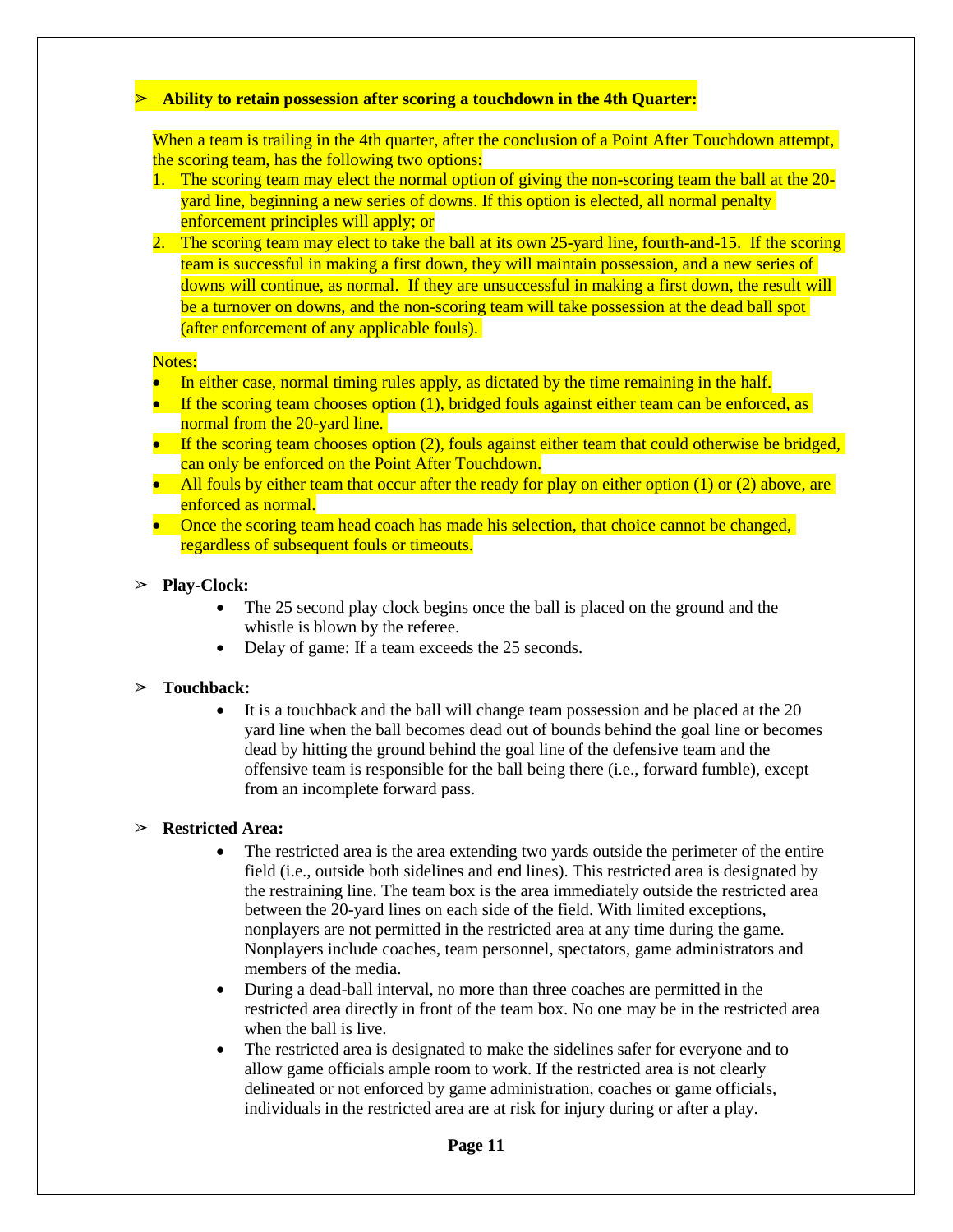- **Ability to retain possession after scoring a touchdown in the 4th Quarter:**

When a team is trailing in the 4th quarter, after the conclusion of a Point After Touchdown attempt, the scoring team, has the following two options:

1. The scoring team may elect the normal option of giving the non-scoring team the ball at the 20-yard line, beginning a new series of downs. If this option is elected, all normal penalty enforcement principles will apply; or
2. The scoring team may elect to take the ball at its own 25-yard line, fourth-and-15. If the scoring team is successful in making a first down, they will maintain possession, and a new series of downs will continue, as normal. If they are unsuccessful in making a first down, the result will be a turnover on downs, and the non-scoring team will take possession at the dead ball spot (after enforcement of any applicable fouls).

Notes:

- In either case, normal timing rules apply, as dictated by the time remaining in the half.
- If the scoring team chooses option (1), bridged fouls against either team can be enforced, as normal from the 20-yard line.
- If the scoring team chooses option (2), fouls against either team that could otherwise be bridged, can only be enforced on the Point After Touchdown.
- All fouls by either team that occur after the ready for play on either option (1) or (2) above, are enforced as normal.
- Once the scoring team head coach has made his selection, that choice cannot be changed, regardless of subsequent fouls or timeouts.

- **Play-Clock:**
  - The 25 second play clock begins once the ball is placed on the ground and the whistle is blown by the referee.
  - Delay of game: If a team exceeds the 25 seconds.

- **Touchback:**
  - It is a touchback and the ball will change team possession and be placed at the 20 yard line when the ball becomes dead out of bounds behind the goal line or becomes dead by hitting the ground behind the goal line of the defensive team and the offensive team is responsible for the ball being there (i.e., forward fumble), except from an incomplete forward pass.

- **Restricted Area:**
  - The restricted area is the area extending two yards outside the perimeter of the entire field (i.e., outside both sidelines and end lines). This restricted area is designated by the restraining line. The team box is the area immediately outside the restricted area between the 20-yard lines on each side of the field. With limited exceptions, nonplayers are not permitted in the restricted area at any time during the game. Nonplayers include coaches, team personnel, spectators, game administrators and members of the media.
  - During a dead-ball interval, no more than three coaches are permitted in the restricted area directly in front of the team box. No one may be in the restricted area when the ball is live.
  - The restricted area is designated to make the sidelines safer for everyone and to allow game officials ample room to work. If the restricted area is not clearly delineated or not enforced by game administration, coaches or game officials, individuals in the restricted area are at risk for injury during or after a play.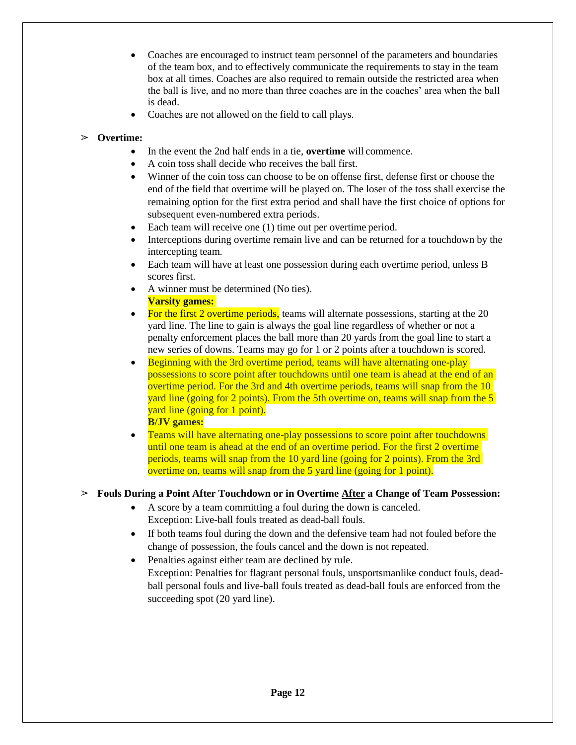- Coaches are encouraged to instruct team personnel of the parameters and boundaries of the team box, and to effectively communicate the requirements to stay in the team box at all times. Coaches are also required to remain outside the restricted area when the ball is live, and no more than three coaches are in the coaches' area when the ball is dead.
- Coaches are not allowed on the field to call plays.

➢ **Overtime:**

- In the event the 2nd half ends in a tie, **overtime** will commence.
- A coin toss shall decide who receives the ball first.
- Winner of the coin toss can choose to be on offense first, defense first or choose the end of the field that overtime will be played on. The loser of the toss shall exercise the remaining option for the first extra period and shall have the first choice of options for subsequent even-numbered extra periods.
- Each team will receive one (1) time out per overtime period.
- Interceptions during overtime remain live and can be returned for a touchdown by the intercepting team.
- Each team will have at least one possession during each overtime period, unless B scores first.
- A winner must be determined (No ties).

**Varsity games:**

- For the first 2 overtime periods, teams will alternate possessions, starting at the 20 yard line. The line to gain is always the goal line regardless of whether or not a penalty enforcement places the ball more than 20 yards from the goal line to start a new series of downs. Teams may go for 1 or 2 points after a touchdown is scored.
- Beginning with the 3rd overtime period, teams will have alternating one-play possessions to score point after touchdowns until one team is ahead at the end of an overtime period. For the 3rd and 4th overtime periods, teams will snap from the 10 yard line (going for 2 points). From the 5th overtime on, teams will snap from the 5 yard line (going for 1 point).

**B/JV games:**

- Teams will have alternating one-play possessions to score point after touchdowns until one team is ahead at the end of an overtime period. For the first 2 overtime periods, teams will snap from the 10 yard line (going for 2 points). From the 3rd overtime on, teams will snap from the 5 yard line (going for 1 point).

➢ **Fouls During a Point After Touchdown or in Overtime <u>After</u> a Change of Team Possession:**

- A score by a team committing a foul during the down is canceled.
  Exception: Live-ball fouls treated as dead-ball fouls.
- If both teams foul during the down and the defensive team had not fouled before the change of possession, the fouls cancel and the down is not repeated.
- Penalties against either team are declined by rule.
  Exception: Penalties for flagrant personal fouls, unsportsmanlike conduct fouls, dead-ball personal fouls and live-ball fouls treated as dead-ball fouls are enforced from the succeeding spot (20 yard line).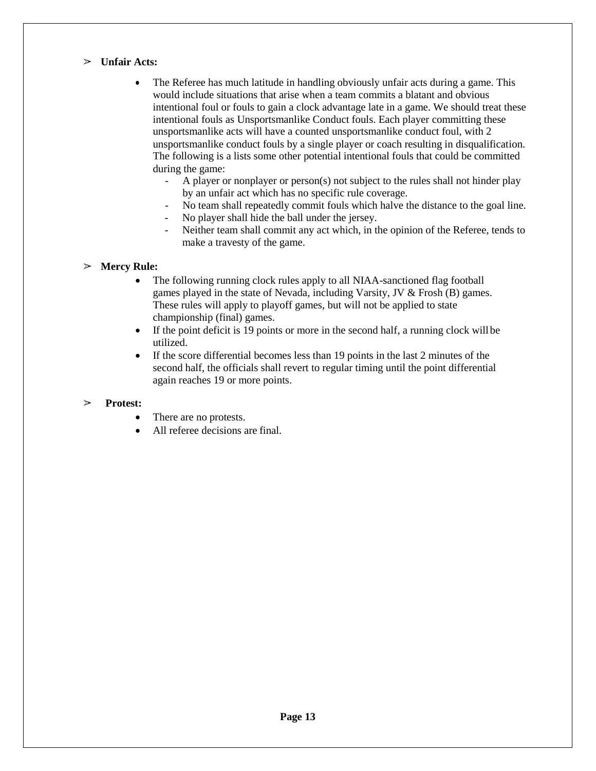- **Unfair Acts:**

  - The Referee has much latitude in handling obviously unfair acts during a game. This would include situations that arise when a team commits a blatant and obvious intentional foul or fouls to gain a clock advantage late in a game. We should treat these intentional fouls as Unsportsmanlike Conduct fouls. Each player committing these unsportsmanlike acts will have a counted unsportsmanlike conduct foul, with 2 unsportsmanlike conduct fouls by a single player or coach resulting in disqualification. The following is a lists some other potential intentional fouls that could be committed during the game:
    - A player or nonplayer or person(s) not subject to the rules shall not hinder play by an unfair act which has no specific rule coverage.
    - No team shall repeatedly commit fouls which halve the distance to the goal line.
    - No player shall hide the ball under the jersey.
    - Neither team shall commit any act which, in the opinion of the Referee, tends to make a travesty of the game.

- **Mercy Rule:**
  - The following running clock rules apply to all NIAA-sanctioned flag football games played in the state of Nevada, including Varsity, JV & Frosh (B) games. These rules will apply to playoff games, but will not be applied to state championship (final) games.
  - If the point deficit is 19 points or more in the second half, a running clock will be utilized.
  - If the score differential becomes less than 19 points in the last 2 minutes of the second half, the officials shall revert to regular timing until the point differential again reaches 19 or more points.

- **Protest:**
  - There are no protests.
  - All referee decisions are final.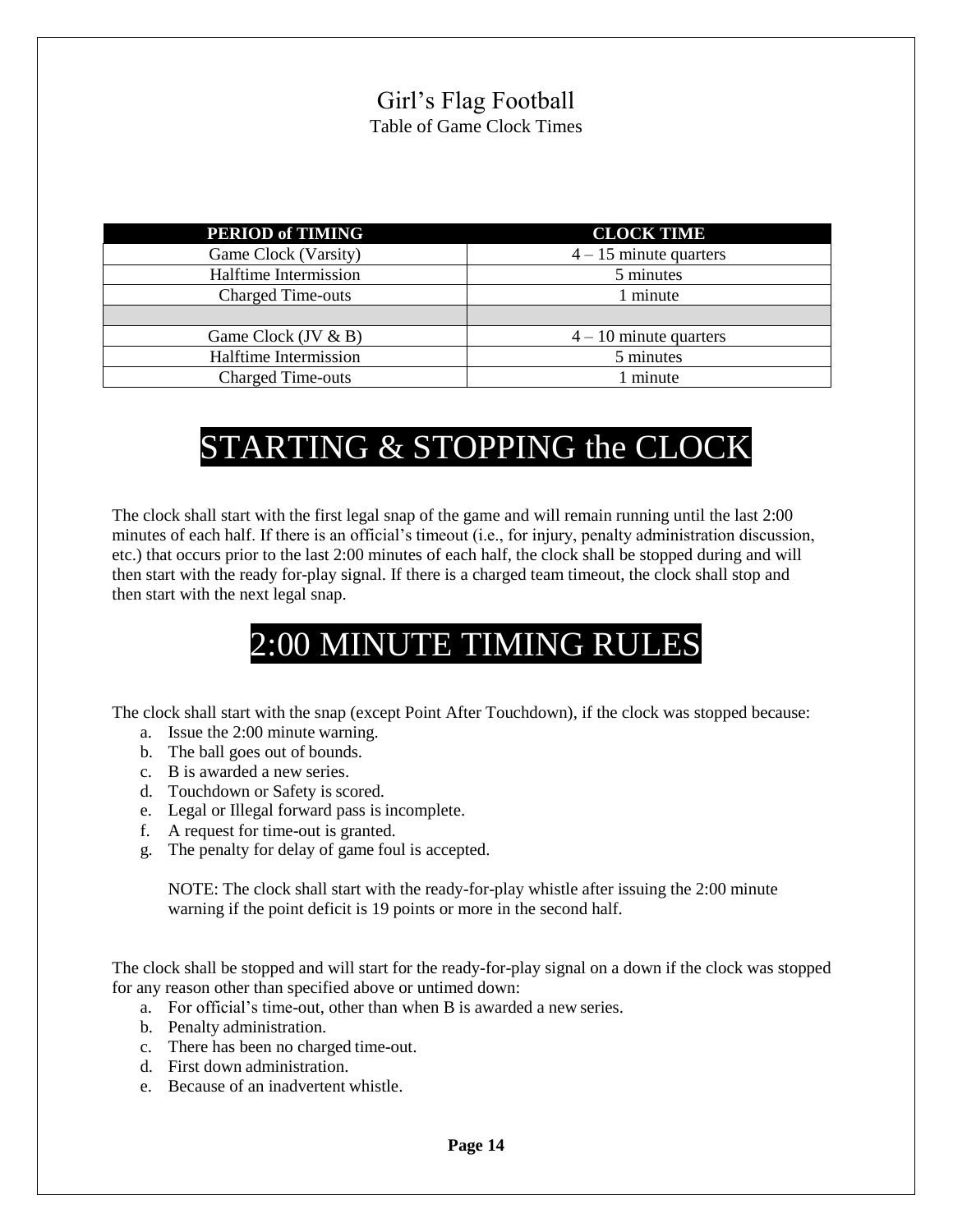# Girl's Flag Football

Table of Game Clock Times

| PERIOD of TIMING | CLOCK TIME |
| --- | --- |
| Game Clock (Varsity) | 4 – 15 minute quarters |
| Halftime Intermission | 5 minutes |
| Charged Time-outs | 1 minute |
| | |
| Game Clock (JV & B) | 4 – 10 minute quarters |
| Halftime Intermission | 5 minutes |
| Charged Time-outs | 1 minute |

## STARTING & STOPPING the CLOCK

The clock shall start with the first legal snap of the game and will remain running until the last 2:00 minutes of each half. If there is an official's timeout (i.e., for injury, penalty administration discussion, etc.) that occurs prior to the last 2:00 minutes of each half, the clock shall be stopped during and will then start with the ready for-play signal. If there is a charged team timeout, the clock shall stop and then start with the next legal snap.

## 2:00 MINUTE TIMING RULES

The clock shall start with the snap (except Point After Touchdown), if the clock was stopped because:

a. Issue the 2:00 minute warning.
b. The ball goes out of bounds.
c. B is awarded a new series.
d. Touchdown or Safety is scored.
e. Legal or Illegal forward pass is incomplete.
f. A request for time-out is granted.
g. The penalty for delay of game foul is accepted.

NOTE: The clock shall start with the ready-for-play whistle after issuing the 2:00 minute warning if the point deficit is 19 points or more in the second half.

The clock shall be stopped and will start for the ready-for-play signal on a down if the clock was stopped for any reason other than specified above or untimed down:

a. For official's time-out, other than when B is awarded a new series.
b. Penalty administration.
c. There has been no charged time-out.
d. First down administration.
e. Because of an inadvertent whistle.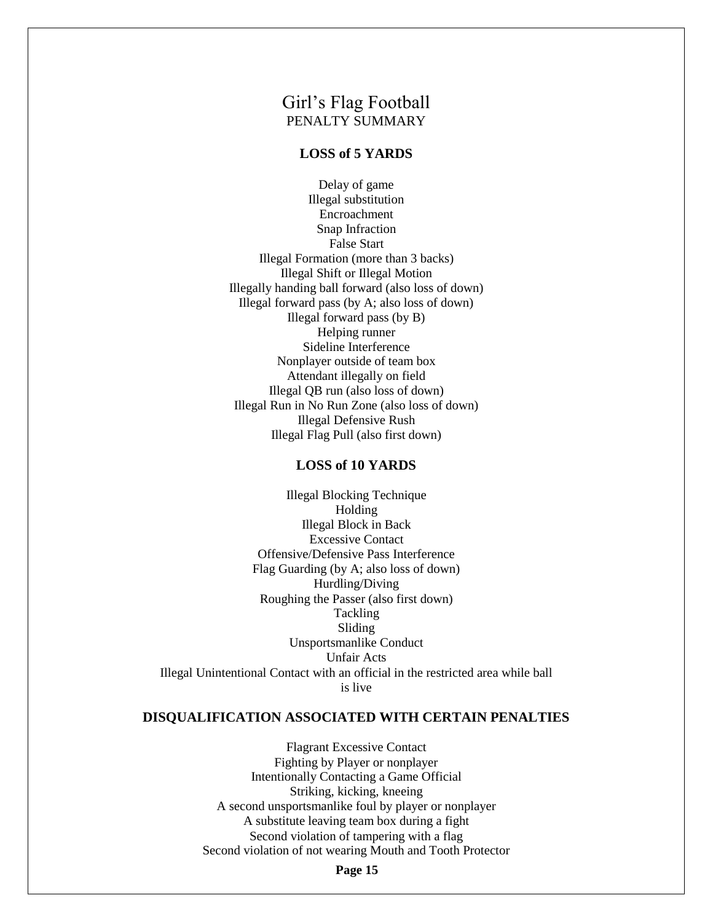# Girl's Flag Football

PENALTY SUMMARY

## LOSS of 5 YARDS

Delay of game
Illegal substitution
Encroachment
Snap Infraction
False Start
Illegal Formation (more than 3 backs)
Illegal Shift or Illegal Motion
Illegally handing ball forward (also loss of down)
Illegal forward pass (by A; also loss of down)
Illegal forward pass (by B)
Helping runner
Sideline Interference
Nonplayer outside of team box
Attendant illegally on field
Illegal QB run (also loss of down)
Illegal Run in No Run Zone (also loss of down)
Illegal Defensive Rush
Illegal Flag Pull (also first down)

## LOSS of 10 YARDS

Illegal Blocking Technique
Holding
Illegal Block in Back
Excessive Contact
Offensive/Defensive Pass Interference
Flag Guarding (by A; also loss of down)
Hurdling/Diving
Roughing the Passer (also first down)
Tackling
Sliding
Unsportsmanlike Conduct
Unfair Acts
Illegal Unintentional Contact with an official in the restricted area while ball is live

## DISQUALIFICATION ASSOCIATED WITH CERTAIN PENALTIES

Flagrant Excessive Contact
Fighting by Player or nonplayer
Intentionally Contacting a Game Official
Striking, kicking, kneeing
A second unsportsmanlike foul by player or nonplayer
A substitute leaving team box during a fight
Second violation of tampering with a flag
Second violation of not wearing Mouth and Tooth Protector